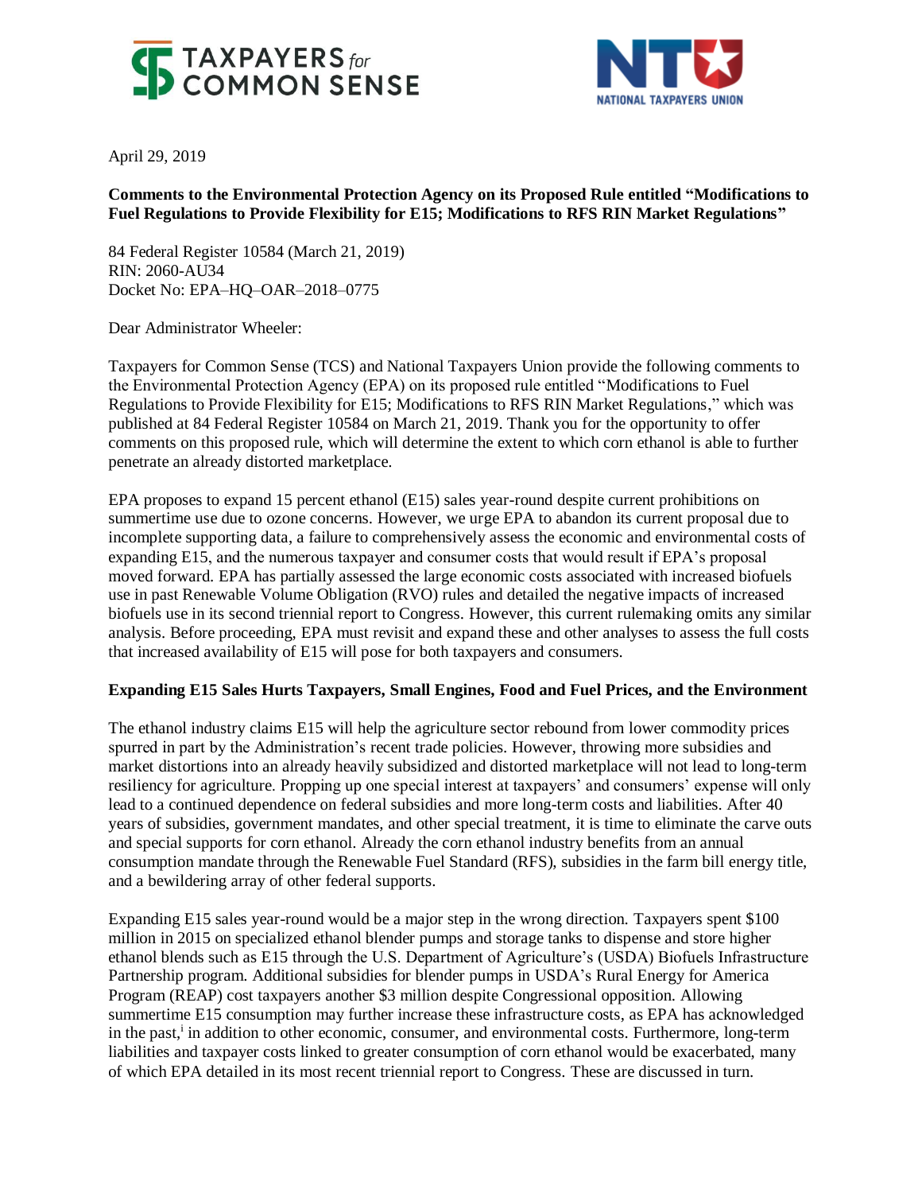April 29, 2019

**Comments to the Environmental Protection Agency on its Proposed Rule entitled "Modifications to Fuel Regulations to Provide Flexibility for E15; Modifications to RFS RIN Market Regulations"**

84 Federal Register 10584 (March 21, 2019)
RIN: 2060-AU34
Docket No: EPA–HQ–OAR–2018–0775

Dear Administrator Wheeler:

Taxpayers for Common Sense (TCS) and National Taxpayers Union provide the following comments to the Environmental Protection Agency (EPA) on its proposed rule entitled "Modifications to Fuel Regulations to Provide Flexibility for E15; Modifications to RFS RIN Market Regulations," which was published at 84 Federal Register 10584 on March 21, 2019. Thank you for the opportunity to offer comments on this proposed rule, which will determine the extent to which corn ethanol is able to further penetrate an already distorted marketplace.

EPA proposes to expand 15 percent ethanol (E15) sales year-round despite current prohibitions on summertime use due to ozone concerns. However, we urge EPA to abandon its current proposal due to incomplete supporting data, a failure to comprehensively assess the economic and environmental costs of expanding E15, and the numerous taxpayer and consumer costs that would result if EPA's proposal moved forward. EPA has partially assessed the large economic costs associated with increased biofuels use in past Renewable Volume Obligation (RVO) rules and detailed the negative impacts of increased biofuels use in its second triennial report to Congress. However, this current rulemaking omits any similar analysis. Before proceeding, EPA must revisit and expand these and other analyses to assess the full costs that increased availability of E15 will pose for both taxpayers and consumers.

**Expanding E15 Sales Hurts Taxpayers, Small Engines, Food and Fuel Prices, and the Environment**

The ethanol industry claims E15 will help the agriculture sector rebound from lower commodity prices spurred in part by the Administration's recent trade policies. However, throwing more subsidies and market distortions into an already heavily subsidized and distorted marketplace will not lead to long-term resiliency for agriculture. Propping up one special interest at taxpayers' and consumers' expense will only lead to a continued dependence on federal subsidies and more long-term costs and liabilities. After 40 years of subsidies, government mandates, and other special treatment, it is time to eliminate the carve outs and special supports for corn ethanol. Already the corn ethanol industry benefits from an annual consumption mandate through the Renewable Fuel Standard (RFS), subsidies in the farm bill energy title, and a bewildering array of other federal supports.

Expanding E15 sales year-round would be a major step in the wrong direction. Taxpayers spent $100 million in 2015 on specialized ethanol blender pumps and storage tanks to dispense and store higher ethanol blends such as E15 through the U.S. Department of Agriculture's (USDA) Biofuels Infrastructure Partnership program. Additional subsidies for blender pumps in USDA's Rural Energy for America Program (REAP) cost taxpayers another $3 million despite Congressional opposition. Allowing summertime E15 consumption may further increase these infrastructure costs, as EPA has acknowledged in the past,[i] in addition to other economic, consumer, and environmental costs. Furthermore, long-term liabilities and taxpayer costs linked to greater consumption of corn ethanol would be exacerbated, many of which EPA detailed in its most recent triennial report to Congress. These are discussed in turn.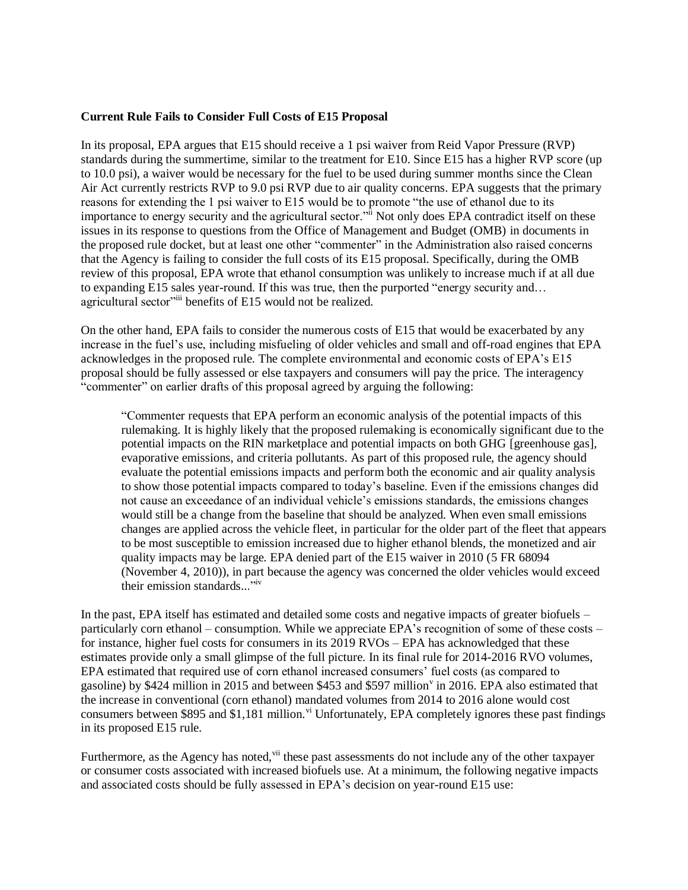**Current Rule Fails to Consider Full Costs of E15 Proposal**

In its proposal, EPA argues that E15 should receive a 1 psi waiver from Reid Vapor Pressure (RVP) standards during the summertime, similar to the treatment for E10. Since E15 has a higher RVP score (up to 10.0 psi), a waiver would be necessary for the fuel to be used during summer months since the Clean Air Act currently restricts RVP to 9.0 psi RVP due to air quality concerns. EPA suggests that the primary reasons for extending the 1 psi waiver to E15 would be to promote "the use of ethanol due to its importance to energy security and the agricultural sector."[ii] Not only does EPA contradict itself on these issues in its response to questions from the Office of Management and Budget (OMB) in documents in the proposed rule docket, but at least one other "commenter" in the Administration also raised concerns that the Agency is failing to consider the full costs of its E15 proposal. Specifically, during the OMB review of this proposal, EPA wrote that ethanol consumption was unlikely to increase much if at all due to expanding E15 sales year-round. If this was true, then the purported "energy security and… agricultural sector"[iii] benefits of E15 would not be realized.

On the other hand, EPA fails to consider the numerous costs of E15 that would be exacerbated by any increase in the fuel's use, including misfueling of older vehicles and small and off-road engines that EPA acknowledges in the proposed rule. The complete environmental and economic costs of EPA's E15 proposal should be fully assessed or else taxpayers and consumers will pay the price. The interagency "commenter" on earlier drafts of this proposal agreed by arguing the following:

> "Commenter requests that EPA perform an economic analysis of the potential impacts of this rulemaking. It is highly likely that the proposed rulemaking is economically significant due to the potential impacts on the RIN marketplace and potential impacts on both GHG [greenhouse gas], evaporative emissions, and criteria pollutants. As part of this proposed rule, the agency should evaluate the potential emissions impacts and perform both the economic and air quality analysis to show those potential impacts compared to today's baseline. Even if the emissions changes did not cause an exceedance of an individual vehicle's emissions standards, the emissions changes would still be a change from the baseline that should be analyzed. When even small emissions changes are applied across the vehicle fleet, in particular for the older part of the fleet that appears to be most susceptible to emission increased due to higher ethanol blends, the monetized and air quality impacts may be large. EPA denied part of the E15 waiver in 2010 (5 FR 68094 (November 4, 2010)), in part because the agency was concerned the older vehicles would exceed their emission standards..."[iv]

In the past, EPA itself has estimated and detailed some costs and negative impacts of greater biofuels – particularly corn ethanol – consumption. While we appreciate EPA's recognition of some of these costs – for instance, higher fuel costs for consumers in its 2019 RVOs – EPA has acknowledged that these estimates provide only a small glimpse of the full picture. In its final rule for 2014-2016 RVO volumes, EPA estimated that required use of corn ethanol increased consumers' fuel costs (as compared to gasoline) by $424 million in 2015 and between $453 and $597 million[v] in 2016. EPA also estimated that the increase in conventional (corn ethanol) mandated volumes from 2014 to 2016 alone would cost consumers between $895 and $1,181 million.[vi] Unfortunately, EPA completely ignores these past findings in its proposed E15 rule.

Furthermore, as the Agency has noted,[vii] these past assessments do not include any of the other taxpayer or consumer costs associated with increased biofuels use. At a minimum, the following negative impacts and associated costs should be fully assessed in EPA's decision on year-round E15 use: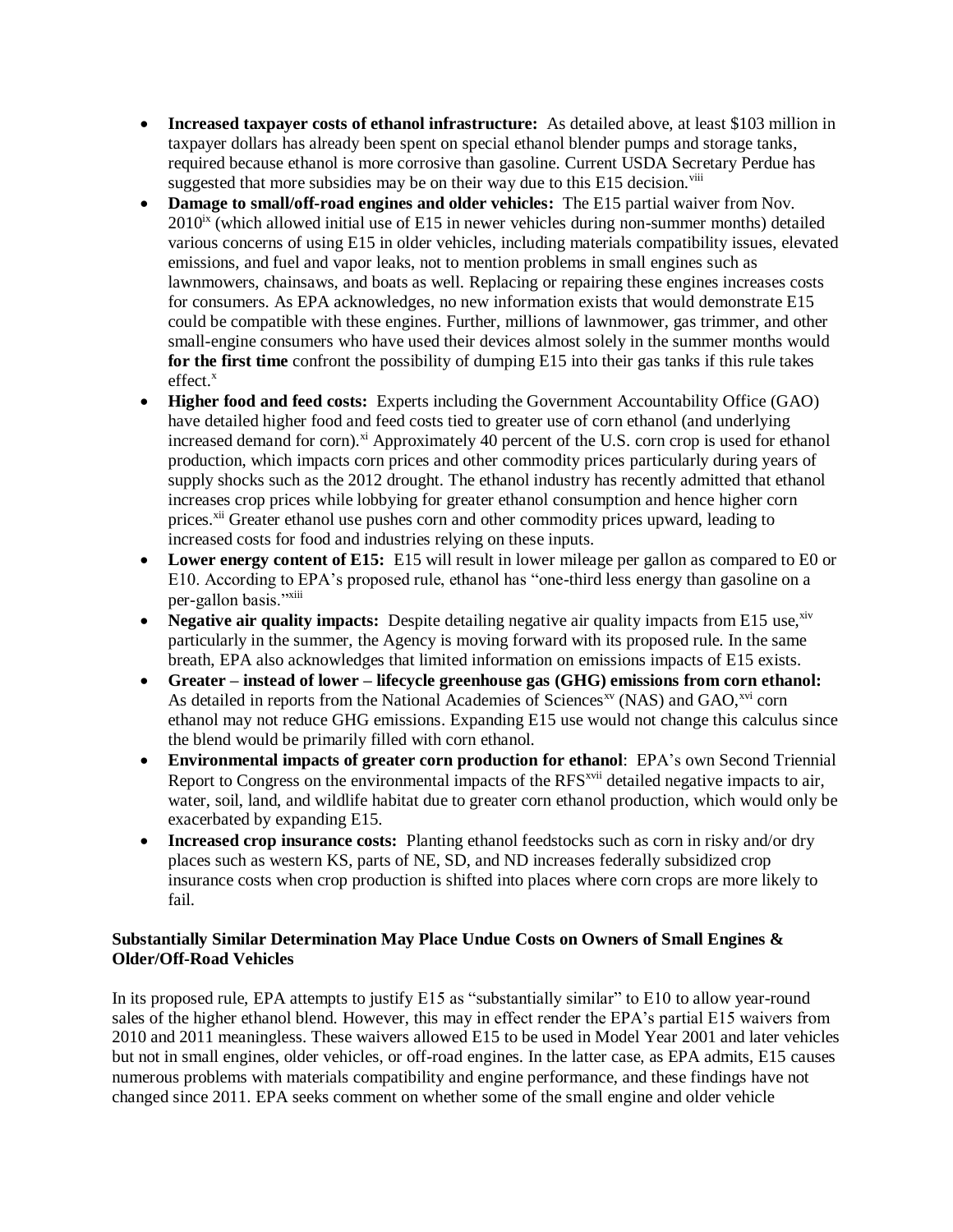- **Increased taxpayer costs of ethanol infrastructure:** As detailed above, at least \$103 million in taxpayer dollars has already been spent on special ethanol blender pumps and storage tanks, required because ethanol is more corrosive than gasoline. Current USDA Secretary Perdue has suggested that more subsidies may be on their way due to this E15 decision.[viii]
- **Damage to small/off-road engines and older vehicles:** The E15 partial waiver from Nov. 2010[ix] (which allowed initial use of E15 in newer vehicles during non-summer months) detailed various concerns of using E15 in older vehicles, including materials compatibility issues, elevated emissions, and fuel and vapor leaks, not to mention problems in small engines such as lawnmowers, chainsaws, and boats as well. Replacing or repairing these engines increases costs for consumers. As EPA acknowledges, no new information exists that would demonstrate E15 could be compatible with these engines. Further, millions of lawnmower, gas trimmer, and other small-engine consumers who have used their devices almost solely in the summer months would **for the first time** confront the possibility of dumping E15 into their gas tanks if this rule takes effect.[x]
- **Higher food and feed costs:** Experts including the Government Accountability Office (GAO) have detailed higher food and feed costs tied to greater use of corn ethanol (and underlying increased demand for corn).[xi] Approximately 40 percent of the U.S. corn crop is used for ethanol production, which impacts corn prices and other commodity prices particularly during years of supply shocks such as the 2012 drought. The ethanol industry has recently admitted that ethanol increases crop prices while lobbying for greater ethanol consumption and hence higher corn prices.[xii] Greater ethanol use pushes corn and other commodity prices upward, leading to increased costs for food and industries relying on these inputs.
- **Lower energy content of E15:** E15 will result in lower mileage per gallon as compared to E0 or E10. According to EPA's proposed rule, ethanol has "one-third less energy than gasoline on a per-gallon basis."[xiii]
- **Negative air quality impacts:** Despite detailing negative air quality impacts from E15 use,[xiv] particularly in the summer, the Agency is moving forward with its proposed rule. In the same breath, EPA also acknowledges that limited information on emissions impacts of E15 exists.
- **Greater – instead of lower – lifecycle greenhouse gas (GHG) emissions from corn ethanol:** As detailed in reports from the National Academies of Sciences[xv] (NAS) and GAO,[xvi] corn ethanol may not reduce GHG emissions. Expanding E15 use would not change this calculus since the blend would be primarily filled with corn ethanol.
- **Environmental impacts of greater corn production for ethanol**: EPA's own Second Triennial Report to Congress on the environmental impacts of the RFS[xvii] detailed negative impacts to air, water, soil, land, and wildlife habitat due to greater corn ethanol production, which would only be exacerbated by expanding E15.
- **Increased crop insurance costs:** Planting ethanol feedstocks such as corn in risky and/or dry places such as western KS, parts of NE, SD, and ND increases federally subsidized crop insurance costs when crop production is shifted into places where corn crops are more likely to fail.

**Substantially Similar Determination May Place Undue Costs on Owners of Small Engines & Older/Off-Road Vehicles**

In its proposed rule, EPA attempts to justify E15 as "substantially similar" to E10 to allow year-round sales of the higher ethanol blend. However, this may in effect render the EPA's partial E15 waivers from 2010 and 2011 meaningless. These waivers allowed E15 to be used in Model Year 2001 and later vehicles but not in small engines, older vehicles, or off-road engines. In the latter case, as EPA admits, E15 causes numerous problems with materials compatibility and engine performance, and these findings have not changed since 2011. EPA seeks comment on whether some of the small engine and older vehicle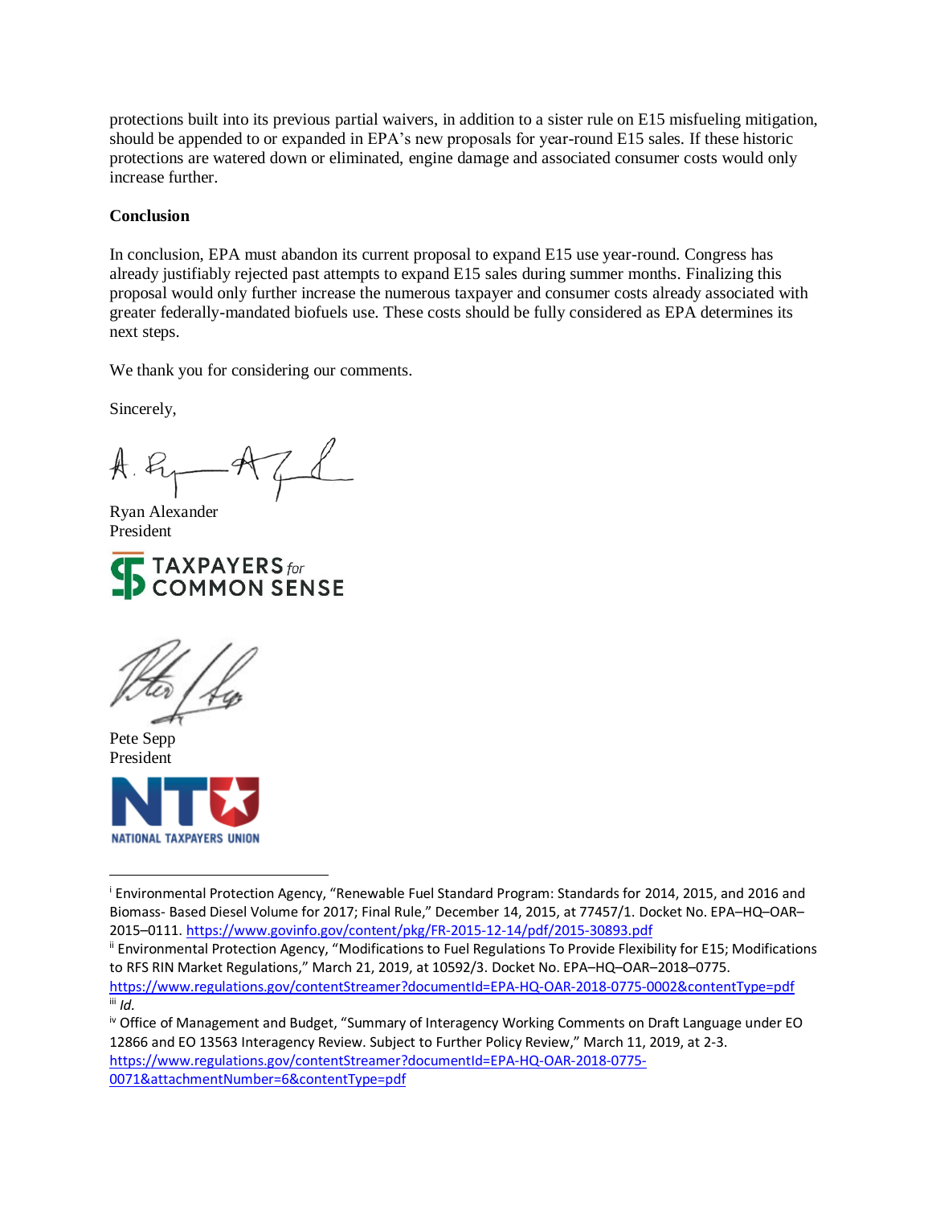protections built into its previous partial waivers, in addition to a sister rule on E15 misfueling mitigation, should be appended to or expanded in EPA's new proposals for year-round E15 sales. If these historic protections are watered down or eliminated, engine damage and associated consumer costs would only increase further.

**Conclusion**

In conclusion, EPA must abandon its current proposal to expand E15 use year-round. Congress has already justifiably rejected past attempts to expand E15 sales during summer months. Finalizing this proposal would only further increase the numerous taxpayer and consumer costs already associated with greater federally-mandated biofuels use. These costs should be fully considered as EPA determines its next steps.

We thank you for considering our comments.

Sincerely,

Ryan Alexander
President

TAXPAYERS for COMMON SENSE

Pete Sepp
President

NATIONAL TAXPAYERS UNION

---

[i] Environmental Protection Agency, "Renewable Fuel Standard Program: Standards for 2014, 2015, and 2016 and Biomass- Based Diesel Volume for 2017; Final Rule," December 14, 2015, at 77457/1. Docket No. EPA–HQ–OAR–2015–0111. https://www.govinfo.gov/content/pkg/FR-2015-12-14/pdf/2015-30893.pdf

[ii] Environmental Protection Agency, "Modifications to Fuel Regulations To Provide Flexibility for E15; Modifications to RFS RIN Market Regulations," March 21, 2019, at 10592/3. Docket No. EPA–HQ–OAR–2018–0775. https://www.regulations.gov/contentStreamer?documentId=EPA-HQ-OAR-2018-0775-0002&contentType=pdf

[iii] *Id.*

[iv] Office of Management and Budget, "Summary of Interagency Working Comments on Draft Language under EO 12866 and EO 13563 Interagency Review. Subject to Further Policy Review," March 11, 2019, at 2-3. https://www.regulations.gov/contentStreamer?documentId=EPA-HQ-OAR-2018-0775-0071&attachmentNumber=6&contentType=pdf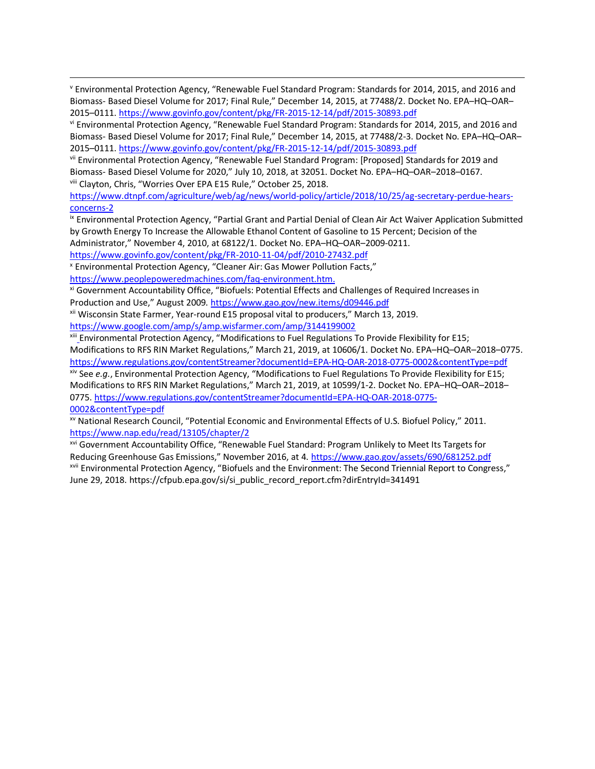[v] Environmental Protection Agency, "Renewable Fuel Standard Program: Standards for 2014, 2015, and 2016 and Biomass- Based Diesel Volume for 2017; Final Rule," December 14, 2015, at 77488/2. Docket No. EPA–HQ–OAR–2015–0111. https://www.govinfo.gov/content/pkg/FR-2015-12-14/pdf/2015-30893.pdf

[vi] Environmental Protection Agency, "Renewable Fuel Standard Program: Standards for 2014, 2015, and 2016 and Biomass- Based Diesel Volume for 2017; Final Rule," December 14, 2015, at 77488/2-3. Docket No. EPA–HQ–OAR–2015–0111. https://www.govinfo.gov/content/pkg/FR-2015-12-14/pdf/2015-30893.pdf

[vii] Environmental Protection Agency, "Renewable Fuel Standard Program: [Proposed] Standards for 2019 and Biomass- Based Diesel Volume for 2020," July 10, 2018, at 32051. Docket No. EPA–HQ–OAR–2018–0167.

[viii] Clayton, Chris, "Worries Over EPA E15 Rule," October 25, 2018. https://www.dtnpf.com/agriculture/web/ag/news/world-policy/article/2018/10/25/ag-secretary-perdue-hears-concerns-2

[ix] Environmental Protection Agency, "Partial Grant and Partial Denial of Clean Air Act Waiver Application Submitted by Growth Energy To Increase the Allowable Ethanol Content of Gasoline to 15 Percent; Decision of the Administrator," November 4, 2010, at 68122/1. Docket No. EPA–HQ–OAR–2009-0211. https://www.govinfo.gov/content/pkg/FR-2010-11-04/pdf/2010-27432.pdf

[x] Environmental Protection Agency, "Cleaner Air: Gas Mower Pollution Facts," https://www.peoplepoweredmachines.com/faq-environment.htm.

[xi] Government Accountability Office, "Biofuels: Potential Effects and Challenges of Required Increases in Production and Use," August 2009. https://www.gao.gov/new.items/d09446.pdf

[xii] Wisconsin State Farmer, Year-round E15 proposal vital to producers," March 13, 2019. https://www.google.com/amp/s/amp.wisfarmer.com/amp/3144199002

[xiii] Environmental Protection Agency, "Modifications to Fuel Regulations To Provide Flexibility for E15; Modifications to RFS RIN Market Regulations," March 21, 2019, at 10606/1. Docket No. EPA–HQ–OAR–2018–0775. https://www.regulations.gov/contentStreamer?documentId=EPA-HQ-OAR-2018-0775-0002&contentType=pdf

[xiv] See *e.g.*, Environmental Protection Agency, "Modifications to Fuel Regulations To Provide Flexibility for E15; Modifications to RFS RIN Market Regulations," March 21, 2019, at 10599/1-2. Docket No. EPA–HQ–OAR–2018–0775. https://www.regulations.gov/contentStreamer?documentId=EPA-HQ-OAR-2018-0775-0002&contentType=pdf

[xv] National Research Council, "Potential Economic and Environmental Effects of U.S. Biofuel Policy," 2011. https://www.nap.edu/read/13105/chapter/2

[xvi] Government Accountability Office, "Renewable Fuel Standard: Program Unlikely to Meet Its Targets for Reducing Greenhouse Gas Emissions," November 2016, at 4. https://www.gao.gov/assets/690/681252.pdf

[xvii] Environmental Protection Agency, "Biofuels and the Environment: The Second Triennial Report to Congress," June 29, 2018. https://cfpub.epa.gov/si/si_public_record_report.cfm?dirEntryId=341491